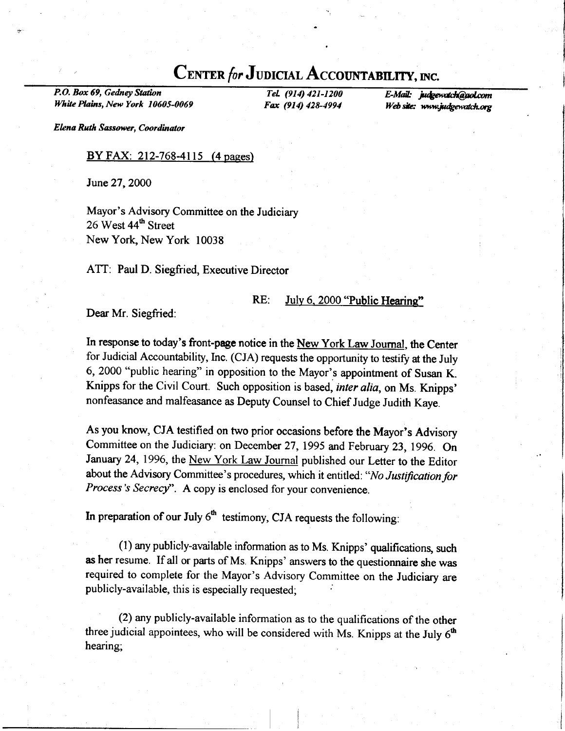# CENTER *for* JUDICIAL ACCOUNTABILITY, INC.

*P.O. Box 69, Gedney Station*
*White Plains, New York 10605-0069*

*Tel. (914) 421-1200*
*Fax (914) 428-4994*

*E-Mail: judgewatch@aol.com*
*Web site: www.judgewatch.org*

***Elena Ruth Sassower, Coordinator***

BY FAX: 212-768-4115 (4 pages)

June 27, 2000

Mayor's Advisory Committee on the Judiciary
26 West 44th Street
New York, New York 10038

ATT: Paul D. Siegfried, Executive Director

RE: July 6, 2000 "Public Hearing"

Dear Mr. Siegfried:

In response to today's front-page notice in the New York Law Journal, the Center for Judicial Accountability, Inc. (CJA) requests the opportunity to testify at the July 6, 2000 "public hearing" in opposition to the Mayor's appointment of Susan K. Knipps for the Civil Court. Such opposition is based, *inter alia*, on Ms. Knipps' nonfeasance and malfeasance as Deputy Counsel to Chief Judge Judith Kaye.

As you know, CJA testified on two prior occasions before the Mayor's Advisory Committee on the Judiciary: on December 27, 1995 and February 23, 1996. On January 24, 1996, the New York Law Journal published our Letter to the Editor about the Advisory Committee's procedures, which it entitled: "*No Justification for Process's Secrecy*". A copy is enclosed for your convenience.

In preparation of our July 6th testimony, CJA requests the following:

(1) any publicly-available information as to Ms. Knipps' qualifications, such as her resume. If all or parts of Ms. Knipps' answers to the questionnaire she was required to complete for the Mayor's Advisory Committee on the Judiciary are publicly-available, this is especially requested;

(2) any publicly-available information as to the qualifications of the other three judicial appointees, who will be considered with Ms. Knipps at the July 6th hearing;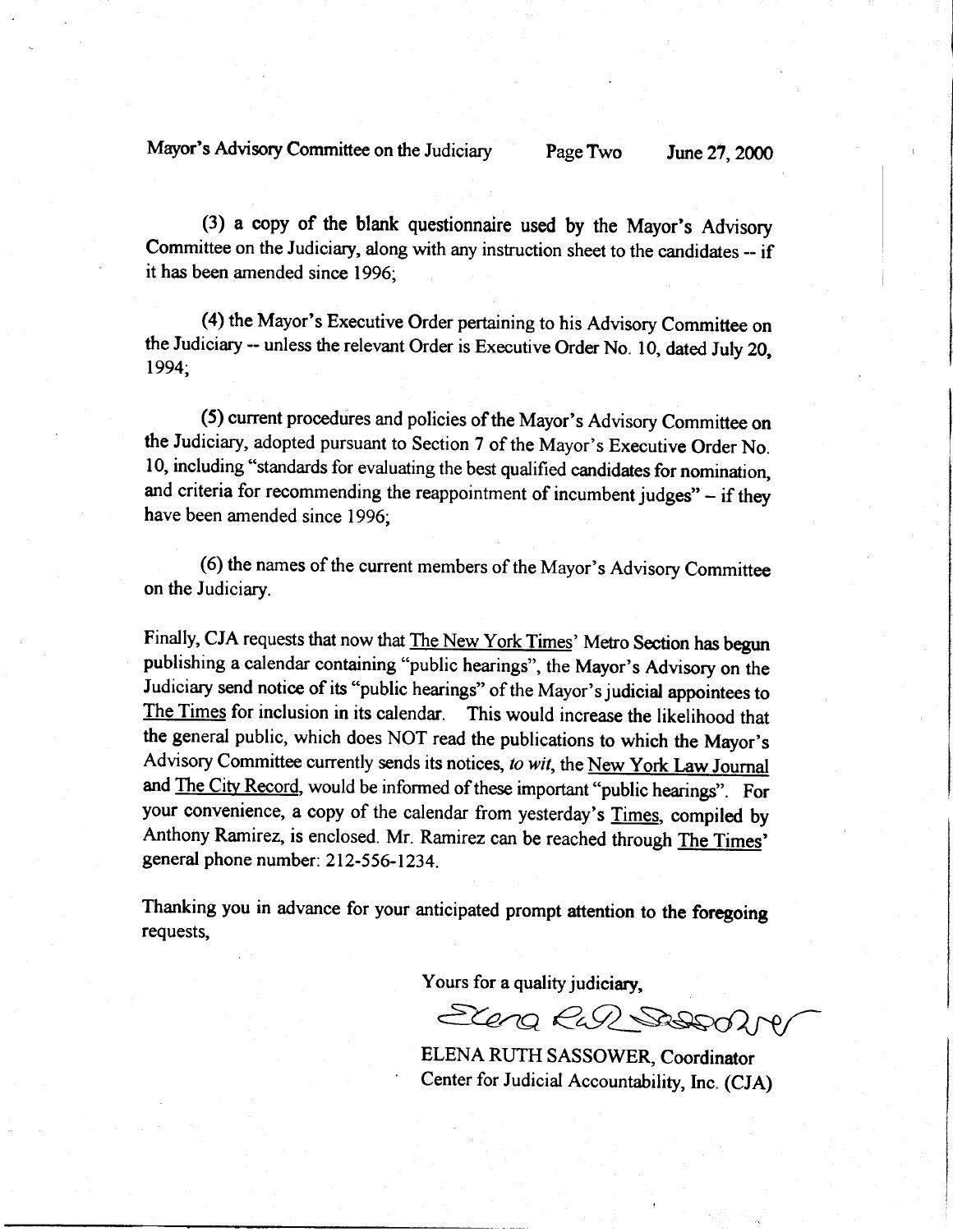(3) a copy of the blank questionnaire used by the Mayor's Advisory Committee on the Judiciary, along with any instruction sheet to the candidates -- if it has been amended since 1996;

(4) the Mayor's Executive Order pertaining to his Advisory Committee on the Judiciary -- unless the relevant Order is Executive Order No. 10, dated July 20, 1994;

(5) current procedures and policies of the Mayor's Advisory Committee on the Judiciary, adopted pursuant to Section 7 of the Mayor's Executive Order No. 10, including "standards for evaluating the best qualified candidates for nomination, and criteria for recommending the reappointment of incumbent judges" – if they have been amended since 1996;

(6) the names of the current members of the Mayor's Advisory Committee on the Judiciary.

Finally, CJA requests that now that The New York Times' Metro Section has begun publishing a calendar containing "public hearings", the Mayor's Advisory on the Judiciary send notice of its "public hearings" of the Mayor's judicial appointees to The Times for inclusion in its calendar. This would increase the likelihood that the general public, which does NOT read the publications to which the Mayor's Advisory Committee currently sends its notices, *to wit*, the New York Law Journal and The City Record, would be informed of these important "public hearings". For your convenience, a copy of the calendar from yesterday's Times, compiled by Anthony Ramirez, is enclosed. Mr. Ramirez can be reached through The Times' general phone number: 212-556-1234.

Thanking you in advance for your anticipated prompt attention to the foregoing requests,

Yours for a quality judiciary,

*Elena Ruth Sassower*

ELENA RUTH SASSOWER, Coordinator
Center for Judicial Accountability, Inc. (CJA)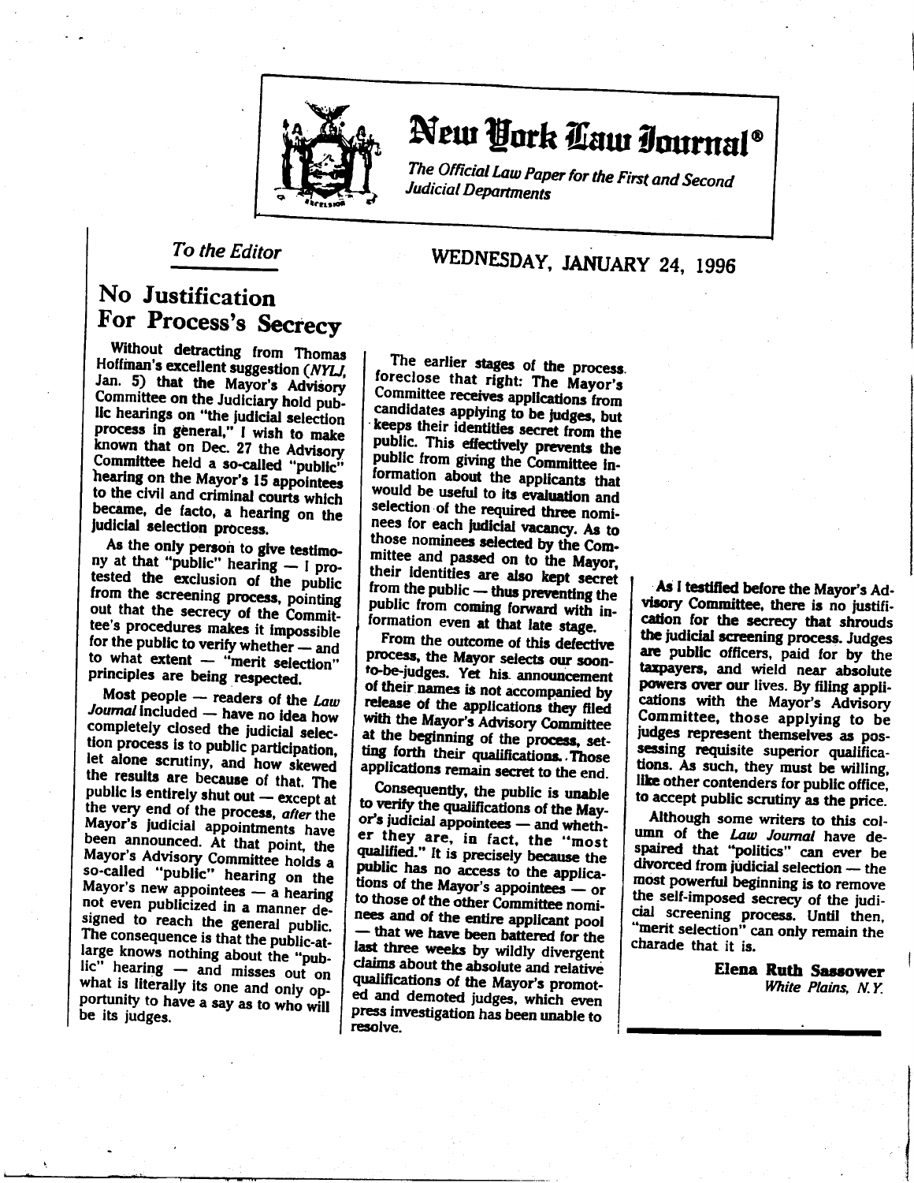# New York Law Journal®

*The Official Law Paper for the First and Second Judicial Departments*

*To the Editor*

WEDNESDAY, JANUARY 24, 1996

## No Justification For Process's Secrecy

Without detracting from Thomas Hoffman's excellent suggestion (*NYLJ*, Jan. 5) that the Mayor's Advisory Committee on the Judiciary hold public hearings on "the judicial selection process in general," I wish to make known that on Dec. 27 the Advisory Committee held a so-called "public" hearing on the Mayor's 15 appointees to the civil and criminal courts which became, de facto, a hearing on the judicial selection process.

As the only person to give testimony at that "public" hearing — I protested the exclusion of the public from the screening process, pointing out that the secrecy of the Committee's procedures makes it impossible for the public to verify whether — and to what extent — "merit selection" principles are being respected.

Most people — readers of the *Law Journal* included — have no idea how completely closed the judicial selection process is to public participation, let alone scrutiny, and how skewed the results are because of that. The public is entirely shut out — except at the very end of the process, *after* the Mayor's judicial appointments have been announced. At that point, the Mayor's Advisory Committee holds a so-called "public" hearing on the Mayor's new appointees — a hearing not even publicized in a manner designed to reach the general public. The consequence is that the public-at-large knows nothing about the "public" hearing — and misses out on what is literally its one and only opportunity to have a say as to who will be its judges.

The earlier stages of the process foreclose that right: The Mayor's Committee receives applications from candidates applying to be judges, but keeps their identities secret from the public. This effectively prevents the public from giving the Committee information about the applicants that would be useful to its evaluation and selection of the required three nominees for each judicial vacancy. As to those nominees selected by the Committee and passed on to the Mayor, their identities are also kept secret from the public — thus preventing the public from coming forward with information even at that late stage.

From the outcome of this defective process, the Mayor selects our soon-to-be-judges. Yet his announcement of their names is not accompanied by release of the applications they filed with the Mayor's Advisory Committee at the beginning of the process, setting forth their qualifications. Those applications remain secret to the end.

Consequently, the public is unable to verify the qualifications of the Mayor's judicial appointees — and whether they are, in fact, the "most qualified." It is precisely because the public has no access to the applications of the Mayor's appointees — or to those of the other Committee nominees and of the entire applicant pool — that we have been battered for the last three weeks by wildly divergent claims about the absolute and relative qualifications of the Mayor's promoted and demoted judges, which even press investigation has been unable to resolve.

As I testified before the Mayor's Advisory Committee, there is no justification for the secrecy that shrouds the judicial screening process. Judges are public officers, paid for by the taxpayers, and wield near absolute powers over our lives. By filing applications with the Mayor's Advisory Committee, those applying to be judges represent themselves as possessing requisite superior qualifications. As such, they must be willing, like other contenders for public office, to accept public scrutiny as the price.

Although some writers to this column of the *Law Journal* have despaired that "politics" can ever be divorced from judicial selection — the most powerful beginning is to remove the self-imposed secrecy of the judicial screening process. Until then, "merit selection" can only remain the charade that it is.

**Elena Ruth Sassower**
*White Plains, N.Y.*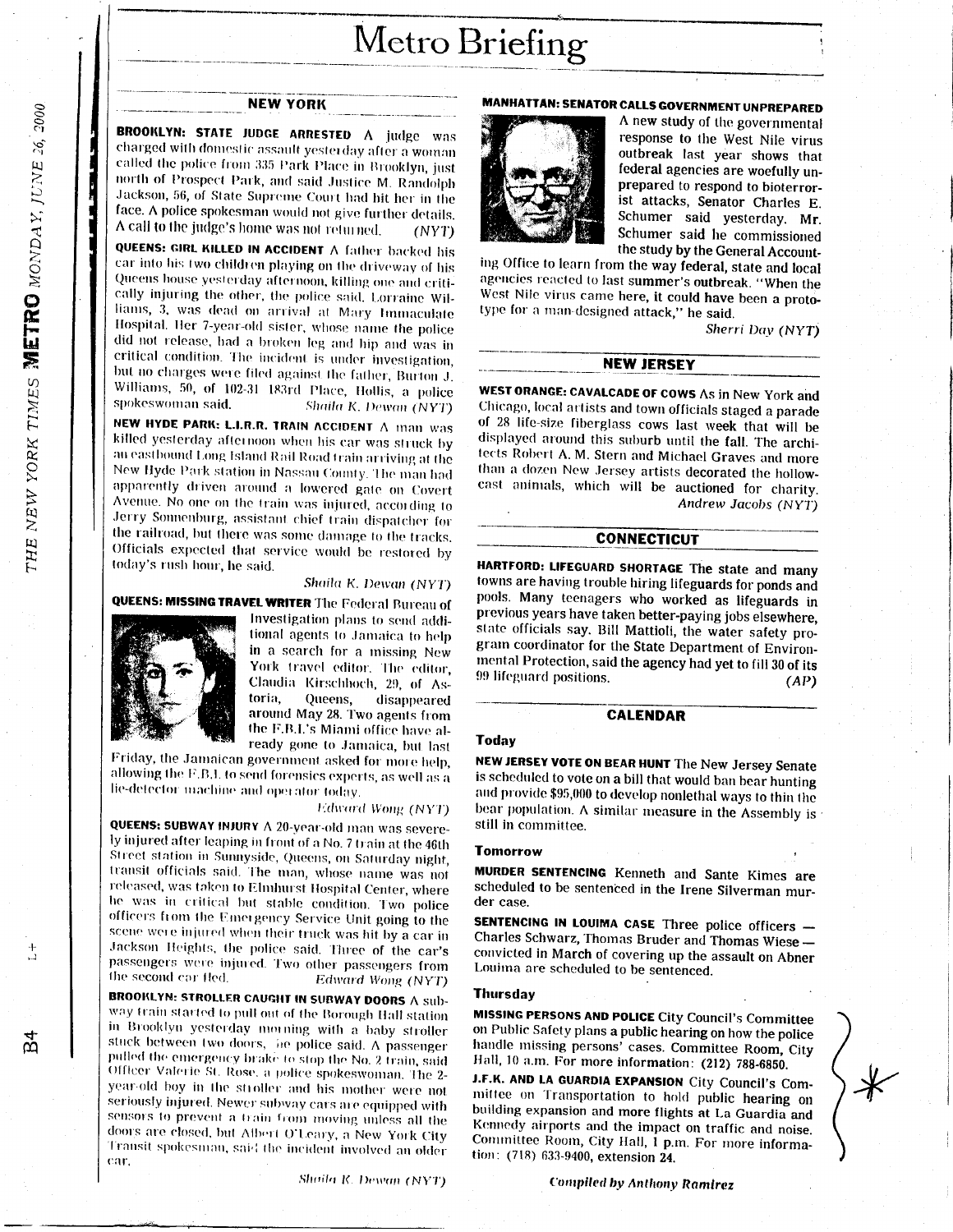# Metro Briefing

## NEW YORK

**BROOKLYN: STATE JUDGE ARRESTED** A judge was charged with domestic assault yesterday after a woman called the police from 335 Park Place in Brooklyn, just north of Prospect Park, and said Justice M. Randolph Jackson, 56, of State Supreme Court had hit her in the face. A police spokesman would not give further details. A call to the judge's home was not returned. *(NYT)*

**QUEENS: GIRL KILLED IN ACCIDENT** A father backed his car into his two children playing on the driveway of his Queens house yesterday afternoon, killing one and critically injuring the other, the police said. Lorraine Williams, 3, was dead on arrival at Mary Immaculate Hospital. Her 7-year-old sister, whose name the police did not release, had a broken leg and hip and was in critical condition. The incident is under investigation, but no charges were filed against the father, Burton J. Williams, 50, of 102-31 183rd Place, Hollis, a police spokeswoman said. *Shaila K. Dewan (NYT)*

**NEW HYDE PARK: L.I.R.R. TRAIN ACCIDENT** A man was killed yesterday afternoon when his car was struck by an eastbound Long Island Rail Road train arriving at the New Hyde Park station in Nassau County. The man had apparently driven around a lowered gate on Covert Avenue. No one on the train was injured, according to Jerry Sonnenburg, assistant chief train dispatcher for the railroad, but there was some damage to the tracks. Officials expected that service would be restored by today's rush hour, he said.

*Shaila K. Dewan (NYT)*

**QUEENS: MISSING TRAVEL WRITER** The Federal Bureau of Investigation plans to send additional agents to Jamaica to help in a search for a missing New York travel editor. The editor, Claudia Kirschhoch, 29, of Astoria, Queens, disappeared around May 28. Two agents from the F.B.I.'s Miami office have already gone to Jamaica, but last Friday, the Jamaican government asked for more help, allowing the F.B.I. to send forensics experts, as well as a lie-detector machine and operator today.

*Edward Wong (NYT)*

**QUEENS: SUBWAY INJURY** A 20-year-old man was severely injured after leaping in front of a No. 7 train at the 46th Street station in Sunnyside, Queens, on Saturday night, transit officials said. The man, whose name was not released, was taken to Elmhurst Hospital Center, where he was in critical but stable condition. Two police officers from the Emergency Service Unit going to the scene were injured when their truck was hit by a car in Jackson Heights, the police said. Three of the car's passengers were injured. Two other passengers from the second car fled. *Edward Wong (NYT)*

**BROOKLYN: STROLLER CAUGHT IN SUBWAY DOORS** A subway train started to pull out of the Borough Hall station in Brooklyn yesterday morning with a baby stroller stuck between two doors, the police said. A passenger pulled the emergency brake to stop the No. 2 train, said Officer Valerie St. Rose, a police spokeswoman. The 2-year-old boy in the stroller and his mother were not seriously injured. Newer subway cars are equipped with sensors to prevent a train from moving unless all the doors are closed, but Albert O'Leary, a New York City Transit spokesman, said the incident involved an older car.

*Shaila K. Dewan (NYT)*

**MANHATTAN: SENATOR CALLS GOVERNMENT UNPREPARED** A new study of the governmental response to the West Nile virus outbreak last year shows that federal agencies are woefully unprepared to respond to bioterrorist attacks, Senator Charles E. Schumer said yesterday. Mr. Schumer said he commissioned the study by the General Accounting Office to learn from the way federal, state and local agencies reacted to last summer's outbreak. "When the West Nile virus came here, it could have been a prototype for a man-designed attack," he said.

*Sherri Day (NYT)*

## NEW JERSEY

**WEST ORANGE: CAVALCADE OF COWS** As in New York and Chicago, local artists and town officials staged a parade of 28 life-size fiberglass cows last week that will be displayed around this suburb until the fall. The architects Robert A. M. Stern and Michael Graves and more than a dozen New Jersey artists decorated the hollow-cast animals, which will be auctioned for charity.

*Andrew Jacobs (NYT)*

## CONNECTICUT

**HARTFORD: LIFEGUARD SHORTAGE** The state and many towns are having trouble hiring lifeguards for ponds and pools. Many teenagers who worked as lifeguards in previous years have taken better-paying jobs elsewhere, state officials say. Bill Mattioli, the water safety program coordinator for the State Department of Environmental Protection, said the agency had yet to fill 30 of its 99 lifeguard positions. *(AP)*

## CALENDAR

### Today

**NEW JERSEY VOTE ON BEAR HUNT** The New Jersey Senate is scheduled to vote on a bill that would ban bear hunting and provide $95,000 to develop nonlethal ways to thin the bear population. A similar measure in the Assembly is still in committee.

### Tomorrow

**MURDER SENTENCING** Kenneth and Sante Kimes are scheduled to be sentenced in the Irene Silverman murder case.

**SENTENCING IN LOUIMA CASE** Three police officers — Charles Schwarz, Thomas Bruder and Thomas Wiese — convicted in March of covering up the assault on Abner Louima are scheduled to be sentenced.

### Thursday

**MISSING PERSONS AND POLICE** City Council's Committee on Public Safety plans a public hearing on how the police handle missing persons' cases. Committee Room, City Hall, 10 a.m. For more information: (212) 788-6850.

**J.F.K. AND LA GUARDIA EXPANSION** City Council's Committee on Transportation to hold public hearing on building expansion and more flights at La Guardia and Kennedy airports and the impact on traffic and noise. Committee Room, City Hall, 1 p.m. For more information: (718) 633-9400, extension 24.

*Compiled by Anthony Ramirez*